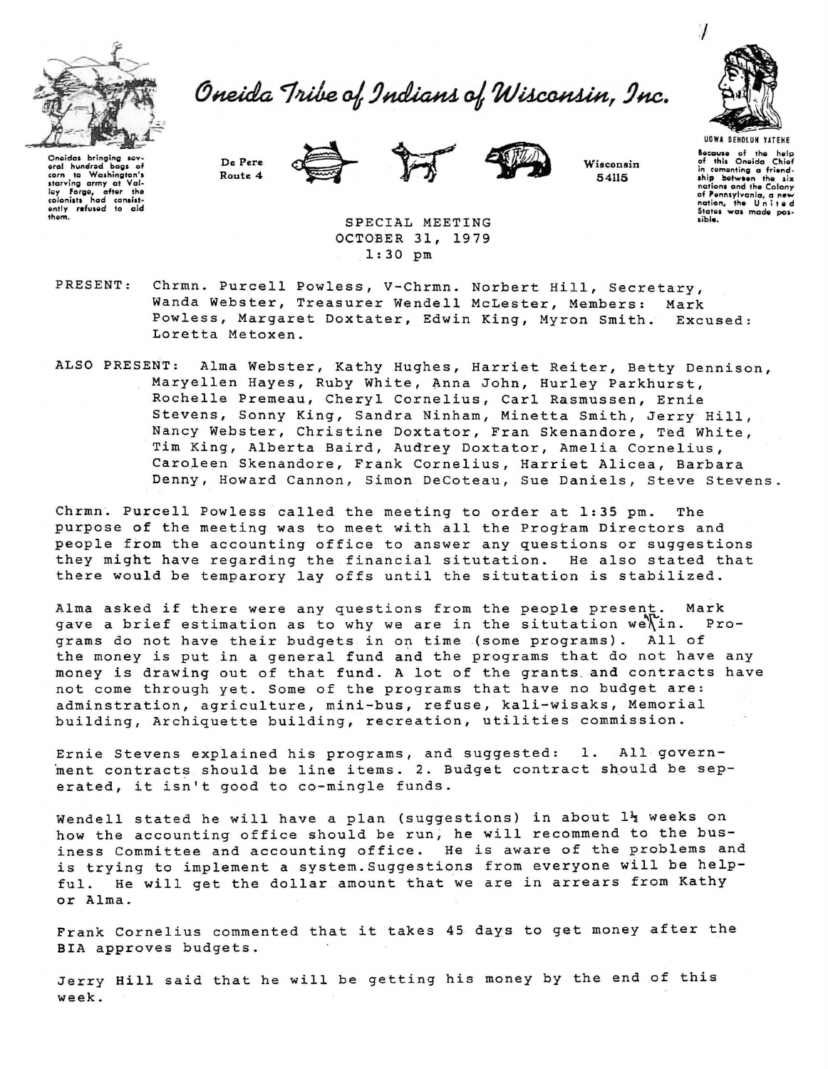# Oneida Tribe of Indians of Wisconsin, Inc.

Oneidas bringing several hundred bags of corn to Washington's starving army at Valley Forge, after the colonists had consistently refused to aid them.

De Pere Route 4 — Wisconsin 54115

UGWA DEHOLUN YATEHE

Because of the help of this Oneida Chief in cementing a friendship between the six nations and the Colony of Pennsylvania, a new nation, the United States was made possible.

SPECIAL MEETING
OCTOBER 31, 1979
1:30 pm

PRESENT: Chrmn. Purcell Powless, V-Chrmn. Norbert Hill, Secretary, Wanda Webster, Treasurer Wendell McLester, Members: Mark Powless, Margaret Doxtater, Edwin King, Myron Smith. Excused: Loretta Metoxen.

ALSO PRESENT: Alma Webster, Kathy Hughes, Harriet Reiter, Betty Dennison, Maryellen Hayes, Ruby White, Anna John, Hurley Parkhurst, Rochelle Premeau, Cheryl Cornelius, Carl Rasmussen, Ernie Stevens, Sonny King, Sandra Ninham, Minetta Smith, Jerry Hill, Nancy Webster, Christine Doxtator, Fran Skenandore, Ted White, Tim King, Alberta Baird, Audrey Doxtator, Amelia Cornelius, Caroleen Skenandore, Frank Cornelius, Harriet Alicea, Barbara Denny, Howard Cannon, Simon DeCoteau, Sue Daniels, Steve Stevens.

Chrmn. Purcell Powless called the meeting to order at 1:35 pm. The purpose of the meeting was to meet with all the Program Directors and people from the accounting office to answer any questions or suggestions they might have regarding the financial situtation. He also stated that there would be temparory lay offs until the situation is stabilized.

Alma asked if there were any questions from the people present. Mark gave a brief estimation as to why we are in the situation we in. Programs do not have their budgets in on time (some programs). All of the money is put in a general fund and the programs that do not have any money is drawing out of that fund. A lot of the grants and contracts have not come through yet. Some of the programs that have no budget are: adminstration, agriculture, mini-bus, refuse, kali-wisaks, Memorial building, Archiquette building, recreation, utilities commission.

Ernie Stevens explained his programs, and suggested: 1. All government contracts should be line items. 2. Budget contract should be seperated, it isn't good to co-mingle funds.

Wendell stated he will have a plan (suggestions) in about 1½ weeks on how the accounting office should be run, he will recommend to the business Committee and accounting office. He is aware of the problems and is trying to implement a system. Suggestions from everyone will be helpful. He will get the dollar amount that we are in arrears from Kathy or Alma.

Frank Cornelius commented that it takes 45 days to get money after the BIA approves budgets.

Jerry Hill said that he will be getting his money by the end of this week.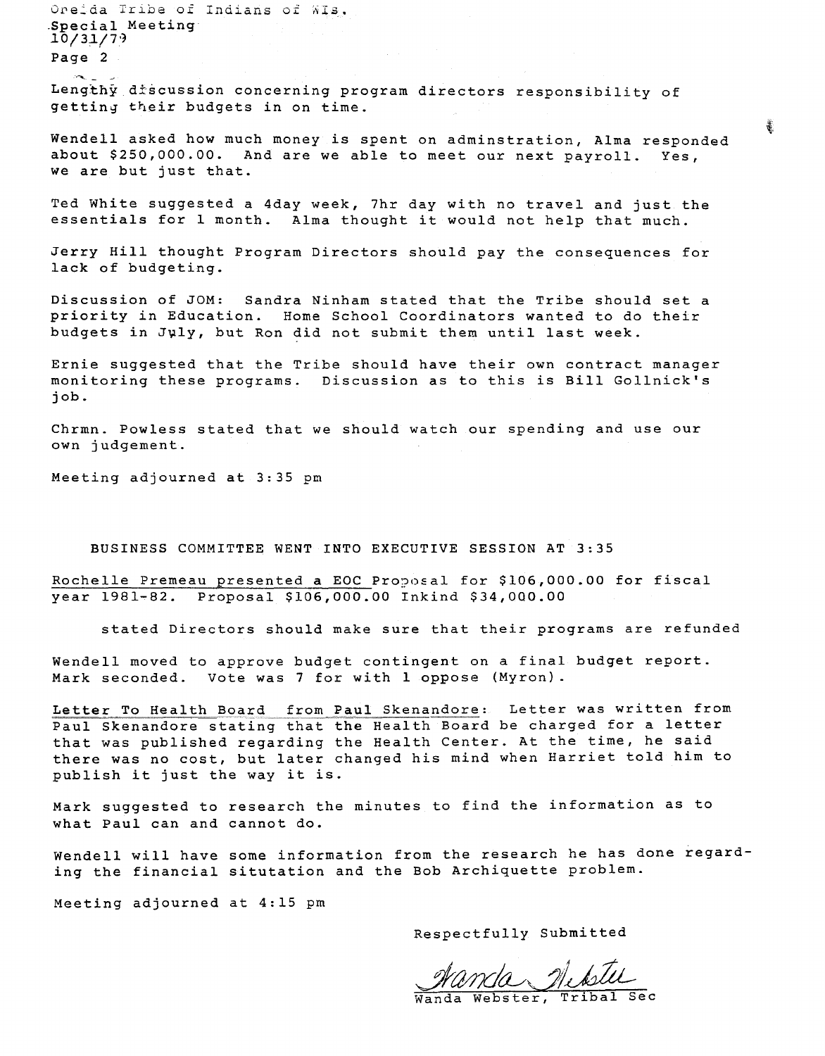Lengthy discussion concerning program directors responsibility of getting their budgets in on time.

Wendell asked how much money is spent on adminstration, Alma responded about $250,000.00. And are we able to meet our next payroll. Yes, we are but just that.

Ted White suggested a 4day week, 7hr day with no travel and just the essentials for 1 month. Alma thought it would not help that much.

Jerry Hill thought Program Directors should pay the consequences for lack of budgeting.

Discussion of JOM: Sandra Ninham stated that the Tribe should set a priority in Education. Home School Coordinators wanted to do their budgets in July, but Ron did not submit them until last week.

Ernie suggested that the Tribe should have their own contract manager monitoring these programs. Discussion as to this is Bill Gollnick's job.

Chrmn. Powless stated that we should watch our spending and use our own judgement.

Meeting adjourned at 3:35 pm

BUSINESS COMMITTEE WENT INTO EXECUTIVE SESSION AT 3:35

Rochelle Premeau presented a EOC Proposal for $106,000.00 for fiscal year 1981-82. Proposal $106,000.00 Inkind $34,000.00

stated Directors should make sure that their programs are refunded

Wendell moved to approve budget contingent on a final budget report. Mark seconded. Vote was 7 for with 1 oppose (Myron).

Letter To Health Board from Paul Skenandore: Letter was written from Paul Skenandore stating that the Health Board be charged for a letter that was published regarding the Health Center. At the time, he said there was no cost, but later changed his mind when Harriet told him to publish it just the way it is.

Mark suggested to research the minutes to find the information as to what Paul can and cannot do.

Wendell will have some information from the research he has done regarding the financial situtation and the Bob Archiquette problem.

Meeting adjourned at 4:15 pm

Respectfully Submitted

Wanda Webster

Wanda Webster, Tribal Sec